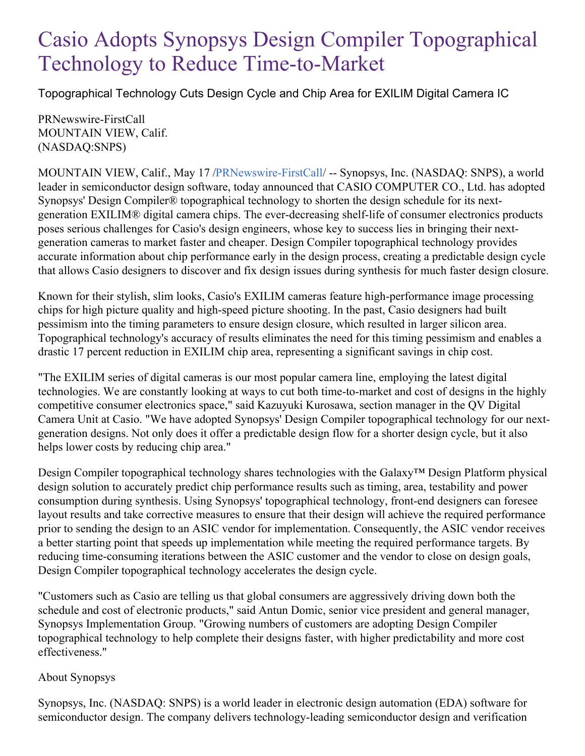# Casio Adopts Synopsys Design Compiler Topographical Technology to Reduce Time-to-Market

Topographical Technology Cuts Design Cycle and Chip Area for EXILIM Digital Camera IC

PRNewswire-FirstCall
MOUNTAIN VIEW, Calif.
(NASDAQ:SNPS)

MOUNTAIN VIEW, Calif., May 17 /PRNewswire-FirstCall/ -- Synopsys, Inc. (NASDAQ: SNPS), a world leader in semiconductor design software, today announced that CASIO COMPUTER CO., Ltd. has adopted Synopsys' Design Compiler® topographical technology to shorten the design schedule for its next-generation EXILIM® digital camera chips. The ever-decreasing shelf-life of consumer electronics products poses serious challenges for Casio's design engineers, whose key to success lies in bringing their next-generation cameras to market faster and cheaper. Design Compiler topographical technology provides accurate information about chip performance early in the design process, creating a predictable design cycle that allows Casio designers to discover and fix design issues during synthesis for much faster design closure.

Known for their stylish, slim looks, Casio's EXILIM cameras feature high-performance image processing chips for high picture quality and high-speed picture shooting. In the past, Casio designers had built pessimism into the timing parameters to ensure design closure, which resulted in larger silicon area. Topographical technology's accuracy of results eliminates the need for this timing pessimism and enables a drastic 17 percent reduction in EXILIM chip area, representing a significant savings in chip cost.

"The EXILIM series of digital cameras is our most popular camera line, employing the latest digital technologies. We are constantly looking at ways to cut both time-to-market and cost of designs in the highly competitive consumer electronics space," said Kazuyuki Kurosawa, section manager in the QV Digital Camera Unit at Casio. "We have adopted Synopsys' Design Compiler topographical technology for our next-generation designs. Not only does it offer a predictable design flow for a shorter design cycle, but it also helps lower costs by reducing chip area."

Design Compiler topographical technology shares technologies with the Galaxy™ Design Platform physical design solution to accurately predict chip performance results such as timing, area, testability and power consumption during synthesis. Using Synopsys' topographical technology, front-end designers can foresee layout results and take corrective measures to ensure that their design will achieve the required performance prior to sending the design to an ASIC vendor for implementation. Consequently, the ASIC vendor receives a better starting point that speeds up implementation while meeting the required performance targets. By reducing time-consuming iterations between the ASIC customer and the vendor to close on design goals, Design Compiler topographical technology accelerates the design cycle.

"Customers such as Casio are telling us that global consumers are aggressively driving down both the schedule and cost of electronic products," said Antun Domic, senior vice president and general manager, Synopsys Implementation Group. "Growing numbers of customers are adopting Design Compiler topographical technology to help complete their designs faster, with higher predictability and more cost effectiveness."

About Synopsys

Synopsys, Inc. (NASDAQ: SNPS) is a world leader in electronic design automation (EDA) software for semiconductor design. The company delivers technology-leading semiconductor design and verification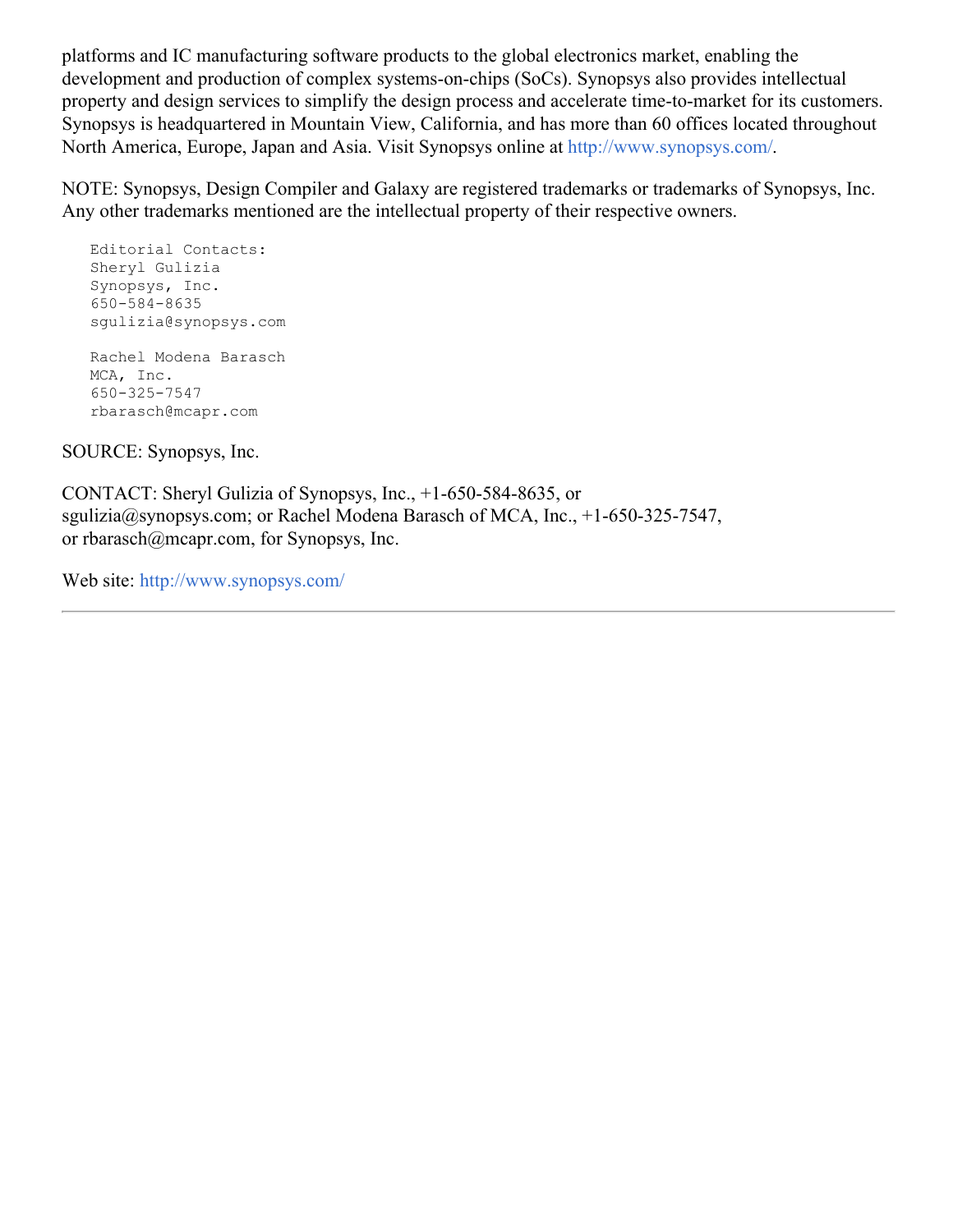platforms and IC manufacturing software products to the global electronics market, enabling the development and production of complex systems-on-chips (SoCs). Synopsys also provides intellectual property and design services to simplify the design process and accelerate time-to-market for its customers. Synopsys is headquartered in Mountain View, California, and has more than 60 offices located throughout North America, Europe, Japan and Asia. Visit Synopsys online at http://www.synopsys.com/.

NOTE: Synopsys, Design Compiler and Galaxy are registered trademarks or trademarks of Synopsys, Inc. Any other trademarks mentioned are the intellectual property of their respective owners.

```
Editorial Contacts:
Sheryl Gulizia
Synopsys, Inc.
650-584-8635
sgulizia@synopsys.com

Rachel Modena Barasch
MCA, Inc.
650-325-7547
rbarasch@mcapr.com
```

SOURCE: Synopsys, Inc.

CONTACT: Sheryl Gulizia of Synopsys, Inc., +1-650-584-8635, or sgulizia@synopsys.com; or Rachel Modena Barasch of MCA, Inc., +1-650-325-7547, or rbarasch@mcapr.com, for Synopsys, Inc.

Web site: http://www.synopsys.com/

---